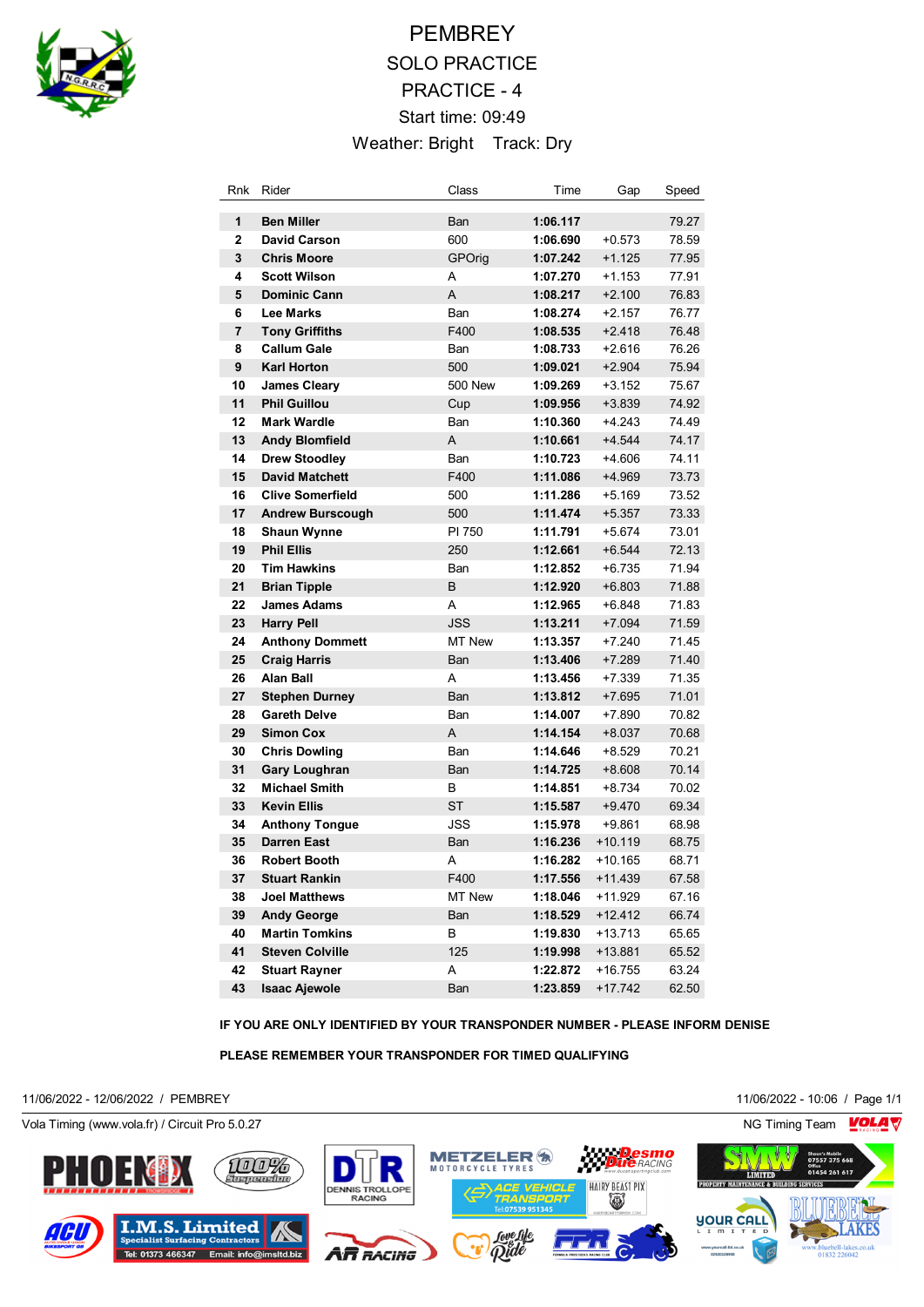# PEMBREY

## SOLO PRACTICE

## PRACTICE - 4

Start time: 09:49

Weather: Bright    Track: Dry

| Rnk | Rider | Class | Time | Gap | Speed |
|---|---|---|---|---|---|
| 1 | **Ben Miller** | Ban | **1:06.117** | | 79.27 |
| 2 | **David Carson** | 600 | **1:06.690** | +0.573 | 78.59 |
| 3 | **Chris Moore** | GPOrig | **1:07.242** | +1.125 | 77.95 |
| 4 | **Scott Wilson** | A | **1:07.270** | +1.153 | 77.91 |
| 5 | **Dominic Cann** | A | **1:08.217** | +2.100 | 76.83 |
| 6 | **Lee Marks** | Ban | **1:08.274** | +2.157 | 76.77 |
| 7 | **Tony Griffiths** | F400 | **1:08.535** | +2.418 | 76.48 |
| 8 | **Callum Gale** | Ban | **1:08.733** | +2.616 | 76.26 |
| 9 | **Karl Horton** | 500 | **1:09.021** | +2.904 | 75.94 |
| 10 | **James Cleary** | 500 New | **1:09.269** | +3.152 | 75.67 |
| 11 | **Phil Guillou** | Cup | **1:09.956** | +3.839 | 74.92 |
| 12 | **Mark Wardle** | Ban | **1:10.360** | +4.243 | 74.49 |
| 13 | **Andy Blomfield** | A | **1:10.661** | +4.544 | 74.17 |
| 14 | **Drew Stoodley** | Ban | **1:10.723** | +4.606 | 74.11 |
| 15 | **David Matchett** | F400 | **1:11.086** | +4.969 | 73.73 |
| 16 | **Clive Somerfield** | 500 | **1:11.286** | +5.169 | 73.52 |
| 17 | **Andrew Burscough** | 500 | **1:11.474** | +5.357 | 73.33 |
| 18 | **Shaun Wynne** | PI 750 | **1:11.791** | +5.674 | 73.01 |
| 19 | **Phil Ellis** | 250 | **1:12.661** | +6.544 | 72.13 |
| 20 | **Tim Hawkins** | Ban | **1:12.852** | +6.735 | 71.94 |
| 21 | **Brian Tipple** | B | **1:12.920** | +6.803 | 71.88 |
| 22 | **James Adams** | A | **1:12.965** | +6.848 | 71.83 |
| 23 | **Harry Pell** | JSS | **1:13.211** | +7.094 | 71.59 |
| 24 | **Anthony Dommett** | MT New | **1:13.357** | +7.240 | 71.45 |
| 25 | **Craig Harris** | Ban | **1:13.406** | +7.289 | 71.40 |
| 26 | **Alan Ball** | A | **1:13.456** | +7.339 | 71.35 |
| 27 | **Stephen Durney** | Ban | **1:13.812** | +7.695 | 71.01 |
| 28 | **Gareth Delve** | Ban | **1:14.007** | +7.890 | 70.82 |
| 29 | **Simon Cox** | A | **1:14.154** | +8.037 | 70.68 |
| 30 | **Chris Dowling** | Ban | **1:14.646** | +8.529 | 70.21 |
| 31 | **Gary Loughran** | Ban | **1:14.725** | +8.608 | 70.14 |
| 32 | **Michael Smith** | B | **1:14.851** | +8.734 | 70.02 |
| 33 | **Kevin Ellis** | ST | **1:15.587** | +9.470 | 69.34 |
| 34 | **Anthony Tongue** | JSS | **1:15.978** | +9.861 | 68.98 |
| 35 | **Darren East** | Ban | **1:16.236** | +10.119 | 68.75 |
| 36 | **Robert Booth** | A | **1:16.282** | +10.165 | 68.71 |
| 37 | **Stuart Rankin** | F400 | **1:17.556** | +11.439 | 67.58 |
| 38 | **Joel Matthews** | MT New | **1:18.046** | +11.929 | 67.16 |
| 39 | **Andy George** | Ban | **1:18.529** | +12.412 | 66.74 |
| 40 | **Martin Tomkins** | B | **1:19.830** | +13.713 | 65.65 |
| 41 | **Steven Colville** | 125 | **1:19.998** | +13.881 | 65.52 |
| 42 | **Stuart Rayner** | A | **1:22.872** | +16.755 | 63.24 |
| 43 | **Isaac Ajewole** | Ban | **1:23.859** | +17.742 | 62.50 |

**IF YOU ARE ONLY IDENTIFIED BY YOUR TRANSPONDER NUMBER - PLEASE INFORM DENISE**

**PLEASE REMEMBER YOUR TRANSPONDER FOR TIMED QUALIFYING**

11/06/2022 - 12/06/2022 / PEMBREY    11/06/2022 - 10:06 / Page 1/1

Vola Timing (www.vola.fr) / Circuit Pro 5.0.27    NG Timing Team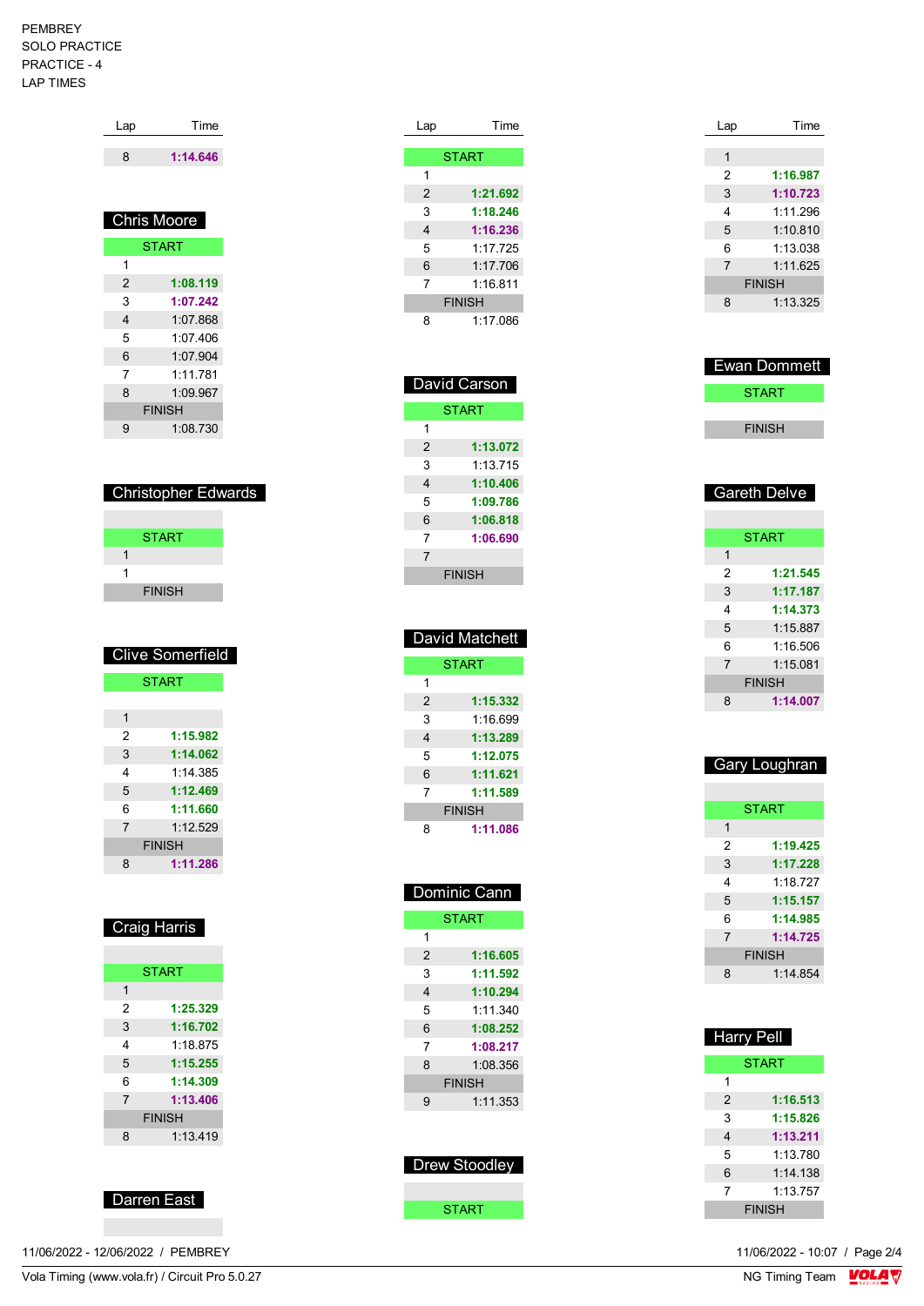PEMBREY
SOLO PRACTICE
PRACTICE - 4
LAP TIMES

| Lap | Time |
|---|---|
| 8 | **1:14.646** |

## Chris Moore

| Lap | Time |
|---|---|
| START | |
| 1 | |
| 2 | **1:08.119** |
| 3 | **1:07.242** |
| 4 | 1:07.868 |
| 5 | 1:07.406 |
| 6 | 1:07.904 |
| 7 | 1:11.781 |
| 8 | 1:09.967 |
| FINISH | |
| 9 | 1:08.730 |

## Christopher Edwards

| Lap | Time |
|---|---|
| | |
| START | |
| 1 | |
| 1 | |
| FINISH | |

## Clive Somerfield

| Lap | Time |
|---|---|
| START | |
| | |
| 1 | |
| 2 | **1:15.982** |
| 3 | **1:14.062** |
| 4 | 1:14.385 |
| 5 | **1:12.469** |
| 6 | **1:11.660** |
| 7 | 1:12.529 |
| FINISH | |
| 8 | **1:11.286** |

## Craig Harris

| Lap | Time |
|---|---|
| | |
| START | |
| 1 | |
| 2 | **1:25.329** |
| 3 | **1:16.702** |
| 4 | 1:18.875 |
| 5 | **1:15.255** |
| 6 | **1:14.309** |
| 7 | **1:13.406** |
| FINISH | |
| 8 | 1:13.419 |

## Darren East

| Lap | Time |
|---|---|
| | |

| Lap | Time |
|---|---|
| START | |
| 1 | |
| 2 | **1:21.692** |
| 3 | **1:18.246** |
| 4 | **1:16.236** |
| 5 | 1:17.725 |
| 6 | 1:17.706 |
| 7 | 1:16.811 |
| FINISH | |
| 8 | 1:17.086 |

## David Carson

| Lap | Time |
|---|---|
| START | |
| 1 | |
| 2 | **1:13.072** |
| 3 | 1:13.715 |
| 4 | **1:10.406** |
| 5 | **1:09.786** |
| 6 | **1:06.818** |
| 7 | **1:06.690** |
| 7 | |
| FINISH | |

## David Matchett

| Lap | Time |
|---|---|
| START | |
| 1 | |
| 2 | **1:15.332** |
| 3 | 1:16.699 |
| 4 | **1:13.289** |
| 5 | **1:12.075** |
| 6 | **1:11.621** |
| 7 | **1:11.589** |
| FINISH | |
| 8 | **1:11.086** |

## Dominic Cann

| Lap | Time |
|---|---|
| START | |
| 1 | |
| 2 | **1:16.605** |
| 3 | **1:11.592** |
| 4 | **1:10.294** |
| 5 | 1:11.340 |
| 6 | **1:08.252** |
| 7 | **1:08.217** |
| 8 | 1:08.356 |
| FINISH | |
| 9 | 1:11.353 |

## Drew Stoodley

| Lap | Time |
|---|---|
| | |
| START | |

| Lap | Time |
|---|---|
| 1 | |
| 2 | **1:16.987** |
| 3 | **1:10.723** |
| 4 | 1:11.296 |
| 5 | 1:10.810 |
| 6 | 1:13.038 |
| 7 | 1:11.625 |
| FINISH | |
| 8 | 1:13.325 |

## Ewan Dommett

| Lap | Time |
|---|---|
| START | |
| | |
| FINISH | |

## Gareth Delve

| Lap | Time |
|---|---|
| | |
| START | |
| 1 | |
| 2 | **1:21.545** |
| 3 | **1:17.187** |
| 4 | **1:14.373** |
| 5 | 1:15.887 |
| 6 | 1:16.506 |
| 7 | 1:15.081 |
| FINISH | |
| 8 | **1:14.007** |

## Gary Loughran

| Lap | Time |
|---|---|
| | |
| START | |
| 1 | |
| 2 | **1:19.425** |
| 3 | **1:17.228** |
| 4 | 1:18.727 |
| 5 | **1:15.157** |
| 6 | **1:14.985** |
| 7 | **1:14.725** |
| FINISH | |
| 8 | 1:14.854 |

## Harry Pell

| Lap | Time |
|---|---|
| START | |
| 1 | |
| 2 | **1:16.513** |
| 3 | **1:15.826** |
| 4 | **1:13.211** |
| 5 | 1:13.780 |
| 6 | 1:14.138 |
| 7 | 1:13.757 |
| FINISH | |

11/06/2022 - 12/06/2022 / PEMBREY

11/06/2022 - 10:07

Vola Timing (www.vola.fr) / Circuit Pro 5.0.27

NG Timing Team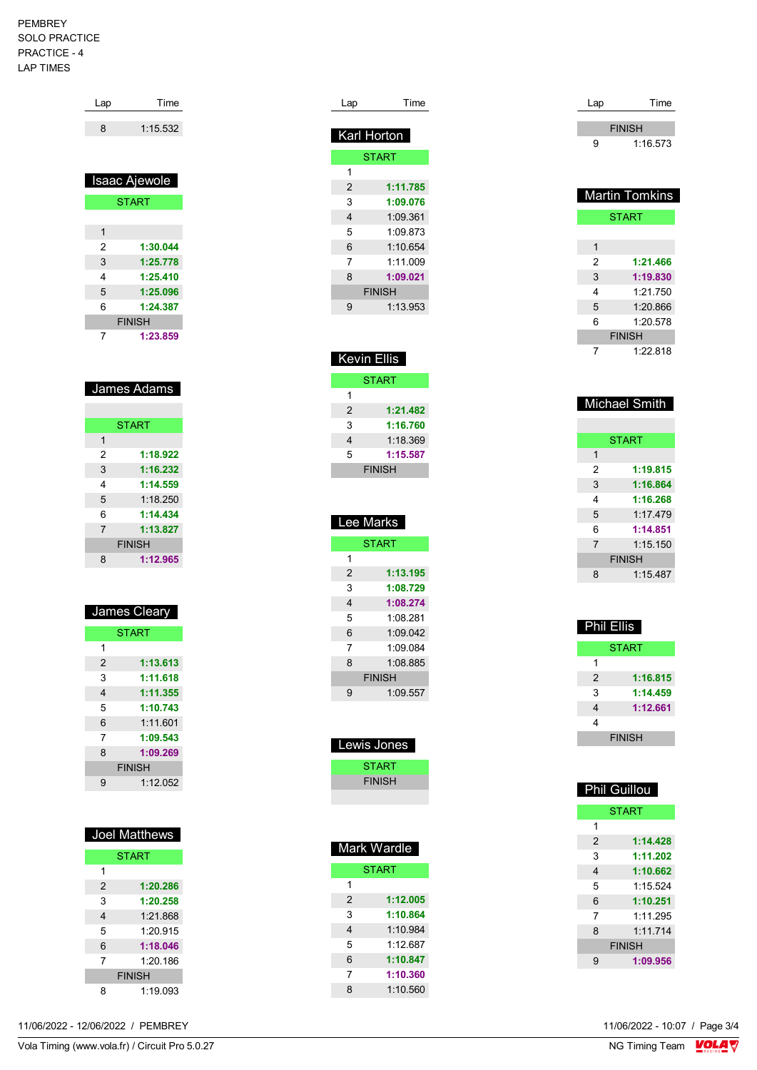PEMBREY
SOLO PRACTICE
PRACTICE - 4
LAP TIMES

| Lap | Time |
|---|---|
| 8 | 1:15.532 |

## Isaac Ajewole

| Lap | Time |
|---|---|
| START | |
| 1 | |
| 2 | **1:30.044** |
| 3 | **1:25.778** |
| 4 | **1:25.410** |
| 5 | **1:25.096** |
| 6 | **1:24.387** |
| FINISH | |
| 7 | **1:23.859** |

## James Adams

| Lap | Time |
|---|---|
| START | |
| 1 | |
| 2 | **1:18.922** |
| 3 | **1:16.232** |
| 4 | **1:14.559** |
| 5 | 1:18.250 |
| 6 | **1:14.434** |
| 7 | **1:13.827** |
| FINISH | |
| 8 | **1:12.965** |

## James Cleary

| Lap | Time |
|---|---|
| START | |
| 1 | |
| 2 | **1:13.613** |
| 3 | **1:11.618** |
| 4 | **1:11.355** |
| 5 | **1:10.743** |
| 6 | 1:11.601 |
| 7 | **1:09.543** |
| 8 | **1:09.269** |
| FINISH | |
| 9 | 1:12.052 |

## Joel Matthews

| Lap | Time |
|---|---|
| START | |
| 1 | |
| 2 | **1:20.286** |
| 3 | **1:20.258** |
| 4 | 1:21.868 |
| 5 | 1:20.915 |
| 6 | **1:18.046** |
| 7 | 1:20.186 |
| FINISH | |
| 8 | 1:19.093 |

## Karl Horton

| Lap | Time |
|---|---|
| START | |
| 1 | |
| 2 | **1:11.785** |
| 3 | **1:09.076** |
| 4 | 1:09.361 |
| 5 | 1:09.873 |
| 6 | 1:10.654 |
| 7 | 1:11.009 |
| 8 | **1:09.021** |
| FINISH | |
| 9 | 1:13.953 |

## Kevin Ellis

| Lap | Time |
|---|---|
| START | |
| 1 | |
| 2 | **1:21.482** |
| 3 | **1:16.760** |
| 4 | 1:18.369 |
| 5 | **1:15.587** |
| FINISH | |

## Lee Marks

| Lap | Time |
|---|---|
| START | |
| 1 | |
| 2 | **1:13.195** |
| 3 | **1:08.729** |
| 4 | **1:08.274** |
| 5 | 1:08.281 |
| 6 | 1:09.042 |
| 7 | 1:09.084 |
| 8 | 1:08.885 |
| FINISH | |
| 9 | 1:09.557 |

## Lewis Jones

| Lap | Time |
|---|---|
| START | |
| FINISH | |

## Mark Wardle

| Lap | Time |
|---|---|
| START | |
| 1 | |
| 2 | **1:12.005** |
| 3 | **1:10.864** |
| 4 | 1:10.984 |
| 5 | 1:12.687 |
| 6 | **1:10.847** |
| 7 | **1:10.360** |
| 8 | 1:10.560 |

| Lap | Time |
|---|---|
| FINISH | |
| 9 | 1:16.573 |

## Martin Tomkins

| Lap | Time |
|---|---|
| START | |
| 1 | |
| 2 | **1:21.466** |
| 3 | **1:19.830** |
| 4 | 1:21.750 |
| 5 | 1:20.866 |
| 6 | 1:20.578 |
| FINISH | |
| 7 | 1:22.818 |

## Michael Smith

| Lap | Time |
|---|---|
| START | |
| 1 | |
| 2 | **1:19.815** |
| 3 | **1:16.864** |
| 4 | **1:16.268** |
| 5 | 1:17.479 |
| 6 | **1:14.851** |
| 7 | 1:15.150 |
| FINISH | |
| 8 | 1:15.487 |

## Phil Ellis

| Lap | Time |
|---|---|
| START | |
| 1 | |
| 2 | **1:16.815** |
| 3 | **1:14.459** |
| 4 | **1:12.661** |
| 4 | |
| FINISH | |

## Phil Guillou

| Lap | Time |
|---|---|
| START | |
| 1 | |
| 2 | **1:14.428** |
| 3 | **1:11.202** |
| 4 | **1:10.662** |
| 5 | 1:15.524 |
| 6 | **1:10.251** |
| 7 | 1:11.295 |
| 8 | 1:11.714 |
| FINISH | |
| 9 | **1:09.956** |

11/06/2022 - 12/06/2022 / PEMBREY

11/06/2022 - 10:07

Vola Timing (www.vola.fr) / Circuit Pro 5.0.27

NG Timing Team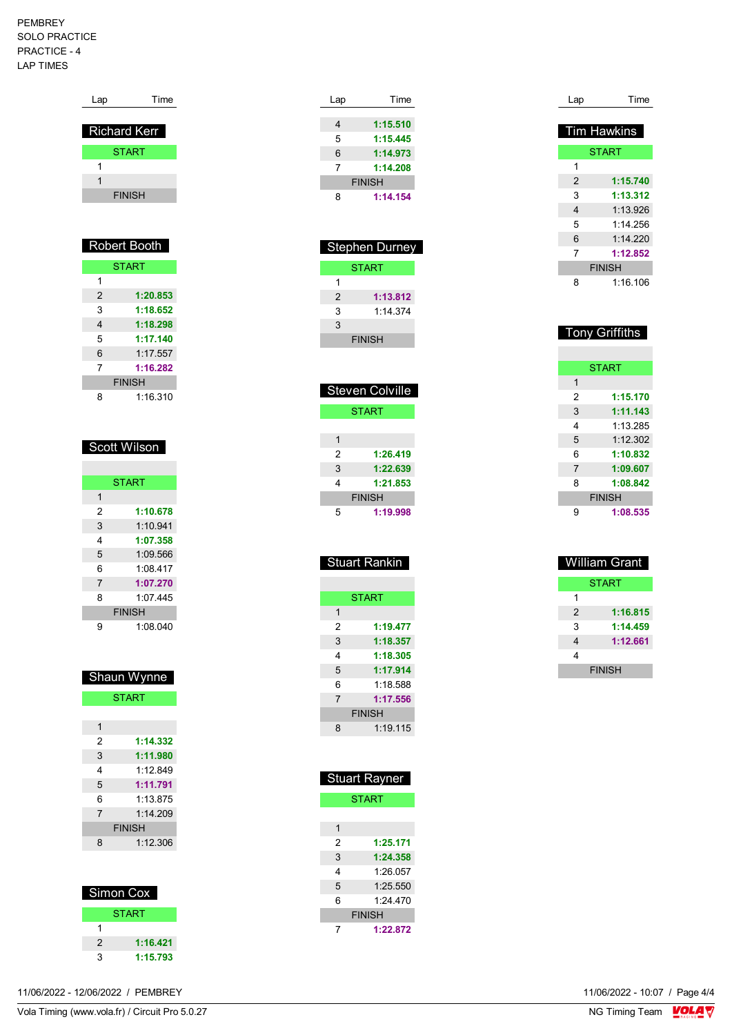PEMBREY
SOLO PRACTICE
PRACTICE - 4
LAP TIMES

## Richard Kerr

| Lap | Time |
|---|---|
| START | |
| 1 | |
| 1 | |
| FINISH | |

## Robert Booth

| Lap | Time |
|---|---|
| START | |
| 1 | |
| 2 | 1:20.853 |
| 3 | 1:18.652 |
| 4 | 1:18.298 |
| 5 | 1:17.140 |
| 6 | 1:17.557 |
| 7 | 1:16.282 |
| FINISH | |
| 8 | 1:16.310 |

## Scott Wilson

| Lap | Time |
|---|---|
| START | |
| 1 | |
| 2 | 1:10.678 |
| 3 | 1:10.941 |
| 4 | 1:07.358 |
| 5 | 1:09.566 |
| 6 | 1:08.417 |
| 7 | 1:07.270 |
| 8 | 1:07.445 |
| FINISH | |
| 9 | 1:08.040 |

## Shaun Wynne

| Lap | Time |
|---|---|
| START | |
| 1 | |
| 2 | 1:14.332 |
| 3 | 1:11.980 |
| 4 | 1:12.849 |
| 5 | 1:11.791 |
| 6 | 1:13.875 |
| 7 | 1:14.209 |
| FINISH | |
| 8 | 1:12.306 |

## Simon Cox

| Lap | Time |
|---|---|
| START | |
| 1 | |
| 2 | 1:16.421 |
| 3 | 1:15.793 |
| 4 | 1:15.510 |
| 5 | 1:15.445 |
| 6 | 1:14.973 |
| 7 | 1:14.208 |
| FINISH | |
| 8 | 1:14.154 |

## Stephen Durney

| Lap | Time |
|---|---|
| START | |
| 1 | |
| 2 | 1:13.812 |
| 3 | 1:14.374 |
| 3 | |
| FINISH | |

## Steven Colville

| Lap | Time |
|---|---|
| START | |
| 1 | |
| 2 | 1:26.419 |
| 3 | 1:22.639 |
| 4 | 1:21.853 |
| FINISH | |
| 5 | 1:19.998 |

## Stuart Rankin

| Lap | Time |
|---|---|
| START | |
| 1 | |
| 2 | 1:19.477 |
| 3 | 1:18.357 |
| 4 | 1:18.305 |
| 5 | 1:17.914 |
| 6 | 1:18.588 |
| 7 | 1:17.556 |
| FINISH | |
| 8 | 1:19.115 |

## Stuart Rayner

| Lap | Time |
|---|---|
| START | |
| 1 | |
| 2 | 1:25.171 |
| 3 | 1:24.358 |
| 4 | 1:26.057 |
| 5 | 1:25.550 |
| 6 | 1:24.470 |
| FINISH | |
| 7 | 1:22.872 |

## Tim Hawkins

| Lap | Time |
|---|---|
| START | |
| 1 | |
| 2 | 1:15.740 |
| 3 | 1:13.312 |
| 4 | 1:13.926 |
| 5 | 1:14.256 |
| 6 | 1:14.220 |
| 7 | 1:12.852 |
| FINISH | |
| 8 | 1:16.106 |

## Tony Griffiths

| Lap | Time |
|---|---|
| START | |
| 1 | |
| 2 | 1:15.170 |
| 3 | 1:11.143 |
| 4 | 1:13.285 |
| 5 | 1:12.302 |
| 6 | 1:10.832 |
| 7 | 1:09.607 |
| 8 | 1:08.842 |
| FINISH | |
| 9 | 1:08.535 |

## William Grant

| Lap | Time |
|---|---|
| START | |
| 1 | |
| 2 | 1:16.815 |
| 3 | 1:14.459 |
| 4 | 1:12.661 |
| 4 | |
| FINISH | |